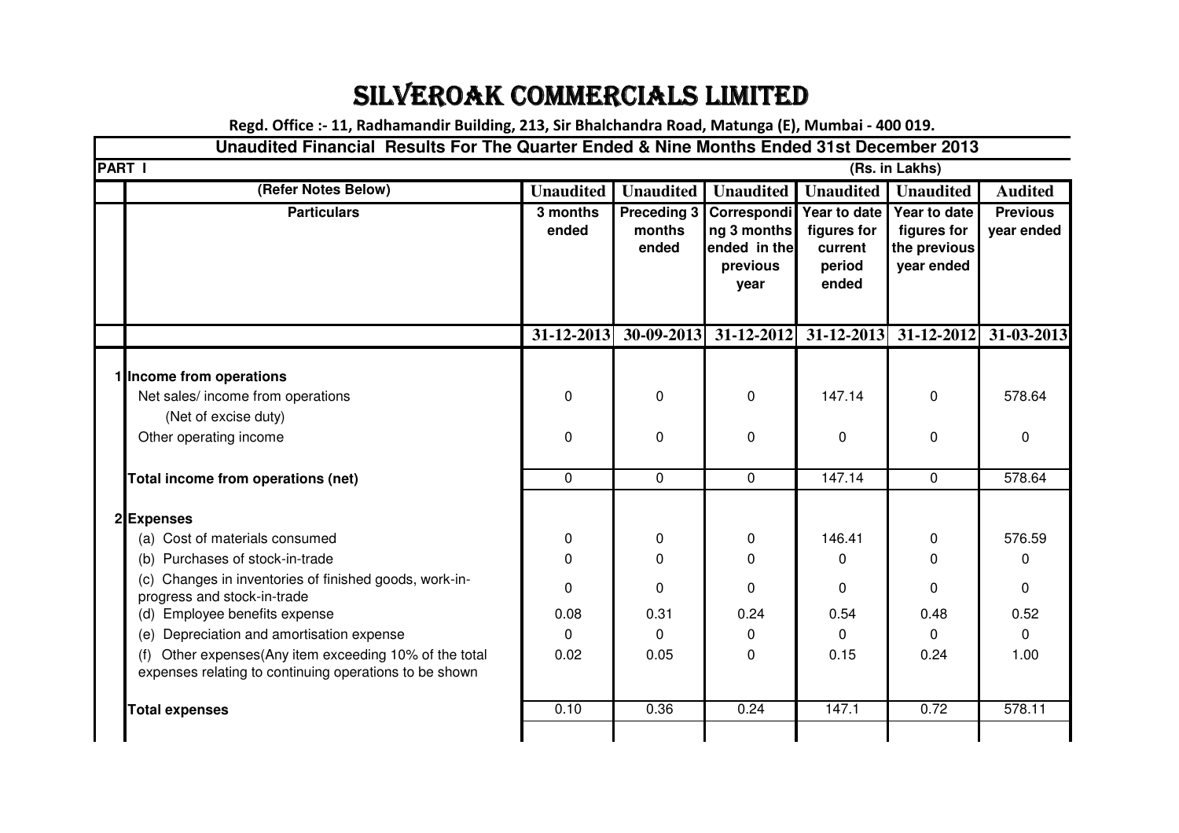# SILVEROAK COMMERCIALS LIMITED

**Regd. Office :- 11, Radhamandir Building, 213, Sir Bhalchandra Road, Matunga (E), Mumbai - 400 019.**

## Unaudited Financial Results For The Quarter Ended & Nine Months Ended 31st December 2013

**PART I** (Rs. in Lakhs)

| | (Refer Notes Below) | Unaudited | Unaudited | Unaudited | Unaudited | Unaudited | Audited |
|---|---|---|---|---|---|---|---|
| | **Particulars** | **3 months ended** | **Preceding 3 months ended** | **Corresponding 3 months ended in the previous year** | **Year to date figures for current period ended** | **Year to date figures for the previous year ended** | **Previous year ended** |
| | | **31-12-2013** | **30-09-2013** | **31-12-2012** | **31-12-2013** | **31-12-2012** | **31-03-2013** |
| 1 | **Income from operations** | | | | | | |
| | Net sales/ income from operations (Net of excise duty) | 0 | 0 | 0 | 147.14 | 0 | 578.64 |
| | Other operating income | 0 | 0 | 0 | 0 | 0 | 0 |
| | **Total income from operations (net)** | 0 | 0 | 0 | 147.14 | 0 | 578.64 |
| 2 | **Expenses** | | | | | | |
| | (a) Cost of materials consumed | 0 | 0 | 0 | 146.41 | 0 | 576.59 |
| | (b) Purchases of stock-in-trade | 0 | 0 | 0 | 0 | 0 | 0 |
| | (c) Changes in inventories of finished goods, work-in-progress and stock-in-trade | 0 | 0 | 0 | 0 | 0 | 0 |
| | (d) Employee benefits expense | 0.08 | 0.31 | 0.24 | 0.54 | 0.48 | 0.52 |
| | (e) Depreciation and amortisation expense | 0 | 0 | 0 | 0 | 0 | 0 |
| | (f) Other expenses(Any item exceeding 10% of the total expenses relating to continuing operations to be shown | 0.02 | 0.05 | 0 | 0.15 | 0.24 | 1.00 |
| | **Total expenses** | 0.10 | 0.36 | 0.24 | 147.1 | 0.72 | 578.11 |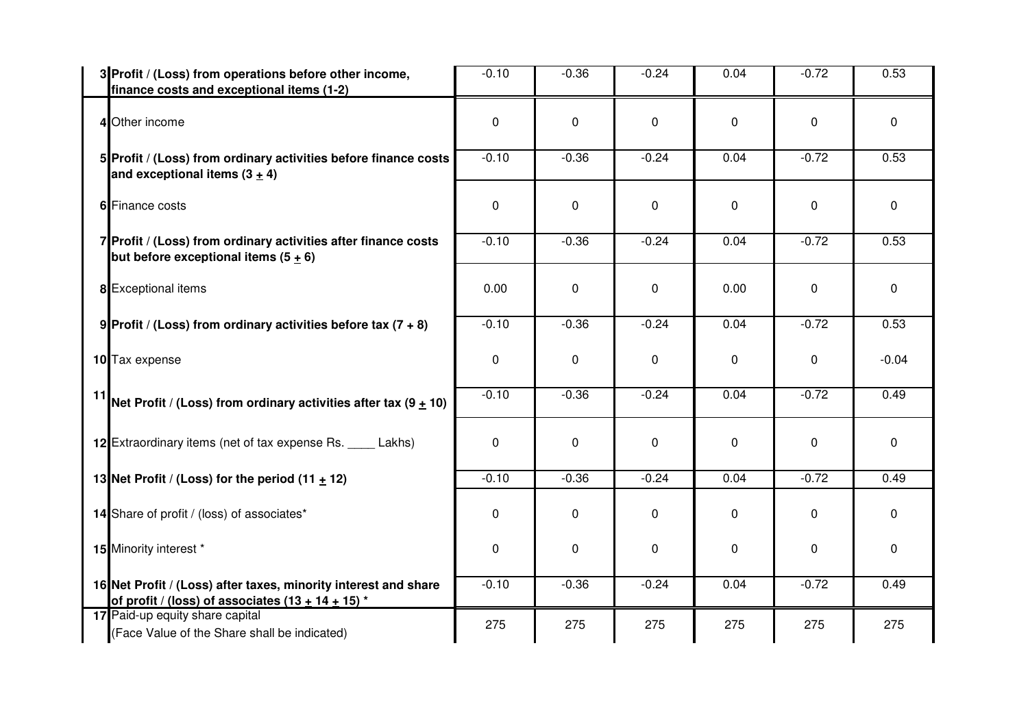| | | | | | | | |
|---|---|---|---|---|---|---|---|
| 3 | **Profit / (Loss) from operations before other income, finance costs and exceptional items (1-2)** | -0.10 | -0.36 | -0.24 | 0.04 | -0.72 | 0.53 |
| 4 | Other income | 0 | 0 | 0 | 0 | 0 | 0 |
| 5 | **Profit / (Loss) from ordinary activities before finance costs and exceptional items (3 ± 4)** | -0.10 | -0.36 | -0.24 | 0.04 | -0.72 | 0.53 |
| 6 | Finance costs | 0 | 0 | 0 | 0 | 0 | 0 |
| 7 | **Profit / (Loss) from ordinary activities after finance costs but before exceptional items (5 ± 6)** | -0.10 | -0.36 | -0.24 | 0.04 | -0.72 | 0.53 |
| 8 | Exceptional items | 0.00 | 0 | 0 | 0.00 | 0 | 0 |
| 9 | **Profit / (Loss) from ordinary activities before tax (7 + 8)** | -0.10 | -0.36 | -0.24 | 0.04 | -0.72 | 0.53 |
| 10 | Tax expense | 0 | 0 | 0 | 0 | 0 | -0.04 |
| 11 | **Net Profit / (Loss) from ordinary activities after tax (9 ± 10)** | -0.10 | -0.36 | -0.24 | 0.04 | -0.72 | 0.49 |
| 12 | Extraordinary items (net of tax expense Rs. ____ Lakhs) | 0 | 0 | 0 | 0 | 0 | 0 |
| 13 | **Net Profit / (Loss) for the period (11 ± 12)** | -0.10 | -0.36 | -0.24 | 0.04 | -0.72 | 0.49 |
| 14 | Share of profit / (loss) of associates* | 0 | 0 | 0 | 0 | 0 | 0 |
| 15 | Minority interest * | 0 | 0 | 0 | 0 | 0 | 0 |
| 16 | **Net Profit / (Loss) after taxes, minority interest and share of profit / (loss) of associates (13 ± 14 ± 15) *** | -0.10 | -0.36 | -0.24 | 0.04 | -0.72 | 0.49 |
| 17 | Paid-up equity share capital (Face Value of the Share shall be indicated) | 275 | 275 | 275 | 275 | 275 | 275 |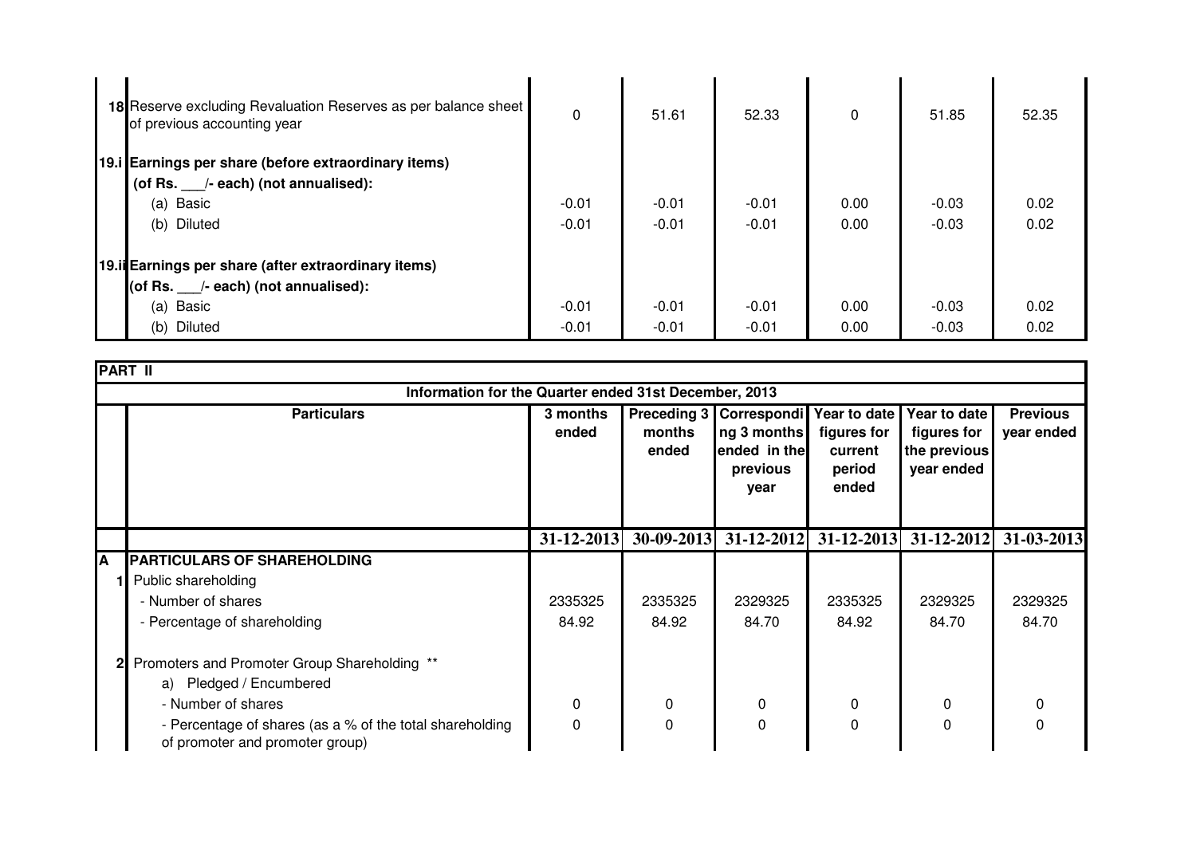| | | | | | | | |
|---|---|---|---|---|---|---|---|
| 18 | Reserve excluding Revaluation Reserves as per balance sheet of previous accounting year | 0 | 51.61 | 52.33 | 0 | 51.85 | 52.35 |
| 19.i | **Earnings per share (before extraordinary items)** | | | | | | |
| | **(of Rs. ___/- each) (not annualised):** | | | | | | |
| | (a) Basic | -0.01 | -0.01 | -0.01 | 0.00 | -0.03 | 0.02 |
| | (b) Diluted | -0.01 | -0.01 | -0.01 | 0.00 | -0.03 | 0.02 |
| 19.ii | **Earnings per share (after extraordinary items)** | | | | | | |
| | **(of Rs. ___/- each) (not annualised):** | | | | | | |
| | (a) Basic | -0.01 | -0.01 | -0.01 | 0.00 | -0.03 | 0.02 |
| | (b) Diluted | -0.01 | -0.01 | -0.01 | 0.00 | -0.03 | 0.02 |

**PART II**

**Information for the Quarter ended 31st December, 2013**

| | Particulars | 3 months ended | Preceding 3 months ended | Corresponding 3 months ended in the previous year | Year to date figures for current period ended | Year to date figures for the previous year ended | Previous year ended |
|---|---|---|---|---|---|---|---|
| | | 31-12-2013 | 30-09-2013 | 31-12-2012 | 31-12-2013 | 31-12-2012 | 31-03-2013 |
| A | **PARTICULARS OF SHAREHOLDING** | | | | | | |
| 1 | Public shareholding | | | | | | |
| | - Number of shares | 2335325 | 2335325 | 2329325 | 2335325 | 2329325 | 2329325 |
| | - Percentage of shareholding | 84.92 | 84.92 | 84.70 | 84.92 | 84.70 | 84.70 |
| 2 | Promoters and Promoter Group Shareholding ** | | | | | | |
| | a) Pledged / Encumbered | | | | | | |
| | - Number of shares | 0 | 0 | 0 | 0 | 0 | 0 |
| | - Percentage of shares (as a % of the total shareholding of promoter and promoter group) | 0 | 0 | 0 | 0 | 0 | 0 |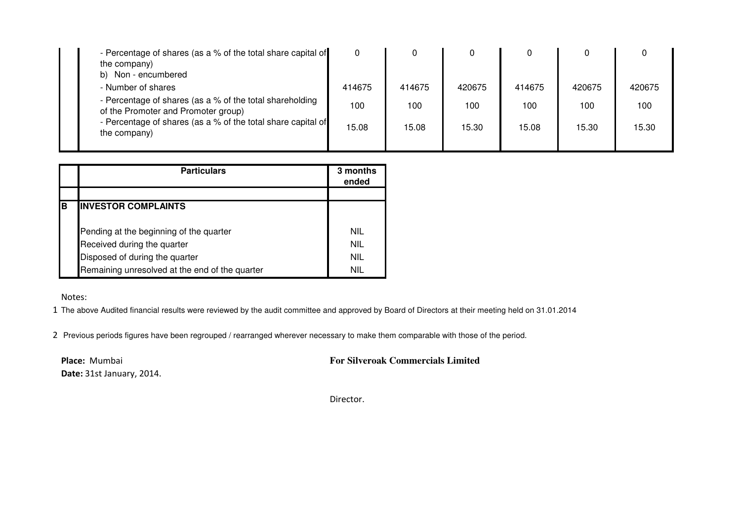| | | | | | | | |
|---|---|---|---|---|---|---|---|
| | - Percentage of shares (as a % of the total share capital of the company) | 0 | 0 | 0 | 0 | 0 | 0 |
| | b) Non - encumbered | | | | | | |
| | - Number of shares | 414675 | 414675 | 420675 | 414675 | 420675 | 420675 |
| | - Percentage of shares (as a % of the total shareholding of the Promoter and Promoter group) | 100 | 100 | 100 | 100 | 100 | 100 |
| | - Percentage of shares (as a % of the total share capital of the company) | 15.08 | 15.08 | 15.30 | 15.08 | 15.30 | 15.30 |

| | Particulars | 3 months ended |
|---|---|---|
| | | |
| B | **INVESTOR COMPLAINTS** | |
| | Pending at the beginning of the quarter | NIL |
| | Received during the quarter | NIL |
| | Disposed of during the quarter | NIL |
| | Remaining unresolved at the end of the quarter | NIL |

Notes:

1 The above Audited financial results were reviewed by the audit committee and approved by Board of Directors at their meeting held on 31.01.2014

2 Previous periods figures have been regrouped / rearranged wherever necessary to make them comparable with those of the period.

**Place:** Mumbai

**Date:** 31st January, 2014.

**For Silveroak Commercials Limited**

Director.